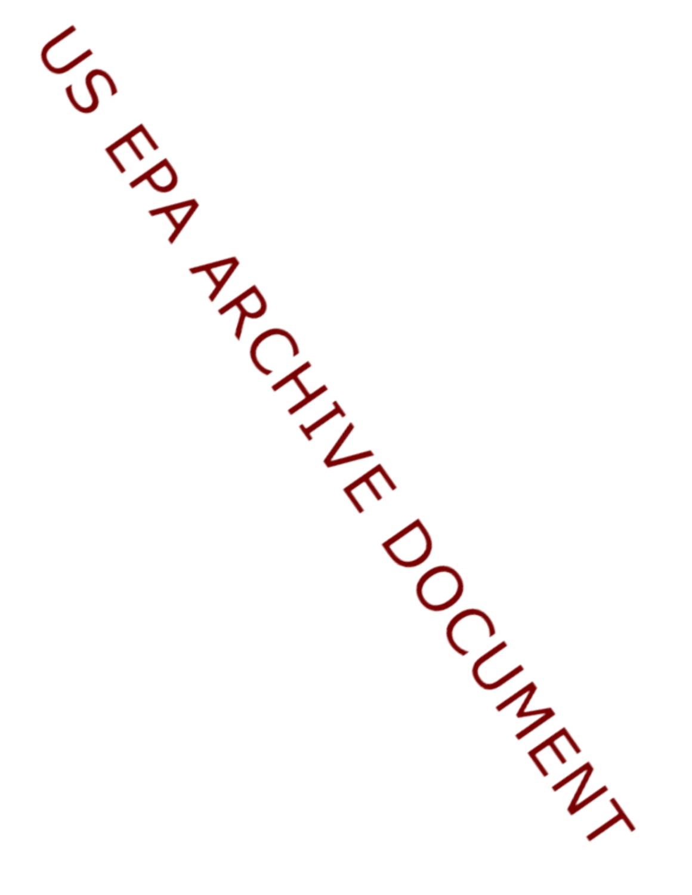US EPA ARCHIVE DOCUMENT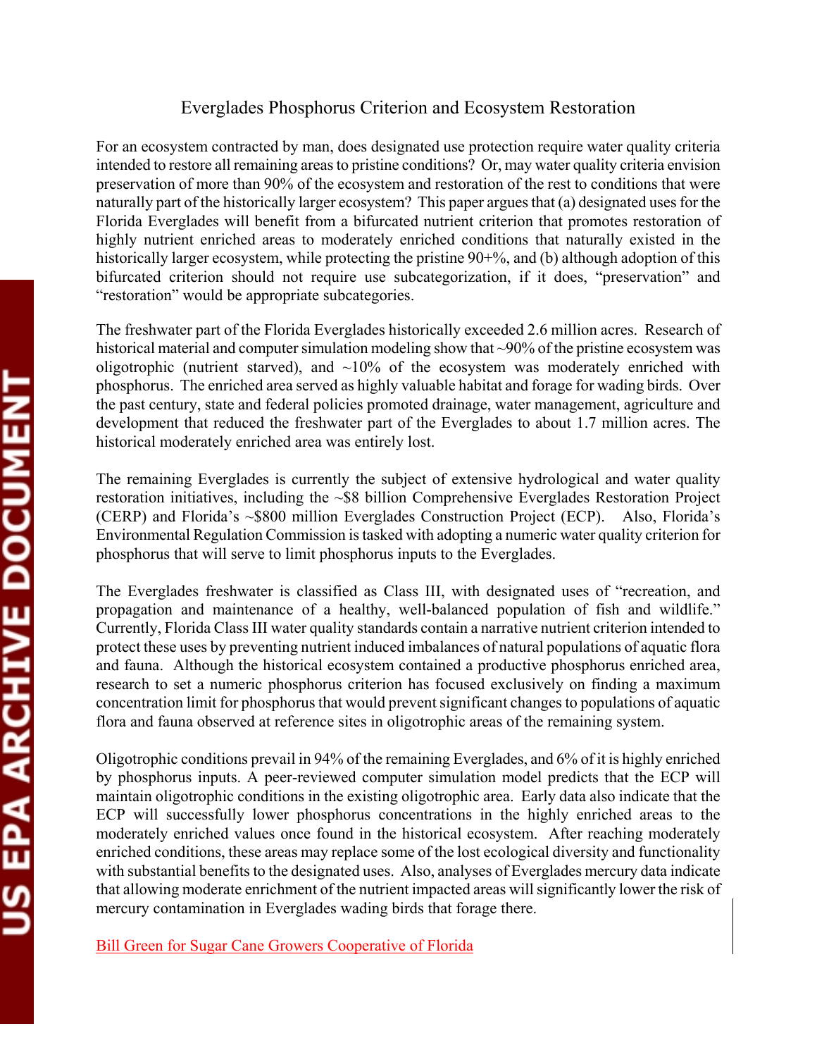# Everglades Phosphorus Criterion and Ecosystem Restoration

For an ecosystem contracted by man, does designated use protection require water quality criteria intended to restore all remaining areas to pristine conditions? Or, may water quality criteria envision preservation of more than 90% of the ecosystem and restoration of the rest to conditions that were naturally part of the historically larger ecosystem? This paper argues that (a) designated uses for the Florida Everglades will benefit from a bifurcated nutrient criterion that promotes restoration of highly nutrient enriched areas to moderately enriched conditions that naturally existed in the historically larger ecosystem, while protecting the pristine 90+%, and (b) although adoption of this bifurcated criterion should not require use subcategorization, if it does, "preservation" and "restoration" would be appropriate subcategories.

The freshwater part of the Florida Everglades historically exceeded 2.6 million acres. Research of historical material and computer simulation modeling show that ~90% of the pristine ecosystem was oligotrophic (nutrient starved), and ~10% of the ecosystem was moderately enriched with phosphorus. The enriched area served as highly valuable habitat and forage for wading birds. Over the past century, state and federal policies promoted drainage, water management, agriculture and development that reduced the freshwater part of the Everglades to about 1.7 million acres. The historical moderately enriched area was entirely lost.

The remaining Everglades is currently the subject of extensive hydrological and water quality restoration initiatives, including the ~$8 billion Comprehensive Everglades Restoration Project (CERP) and Florida's ~$800 million Everglades Construction Project (ECP). Also, Florida's Environmental Regulation Commission is tasked with adopting a numeric water quality criterion for phosphorus that will serve to limit phosphorus inputs to the Everglades.

The Everglades freshwater is classified as Class III, with designated uses of "recreation, and propagation and maintenance of a healthy, well-balanced population of fish and wildlife." Currently, Florida Class III water quality standards contain a narrative nutrient criterion intended to protect these uses by preventing nutrient induced imbalances of natural populations of aquatic flora and fauna. Although the historical ecosystem contained a productive phosphorus enriched area, research to set a numeric phosphorus criterion has focused exclusively on finding a maximum concentration limit for phosphorus that would prevent significant changes to populations of aquatic flora and fauna observed at reference sites in oligotrophic areas of the remaining system.

Oligotrophic conditions prevail in 94% of the remaining Everglades, and 6% of it is highly enriched by phosphorus inputs. A peer-reviewed computer simulation model predicts that the ECP will maintain oligotrophic conditions in the existing oligotrophic area. Early data also indicate that the ECP will successfully lower phosphorus concentrations in the highly enriched areas to the moderately enriched values once found in the historical ecosystem. After reaching moderately enriched conditions, these areas may replace some of the lost ecological diversity and functionality with substantial benefits to the designated uses. Also, analyses of Everglades mercury data indicate that allowing moderate enrichment of the nutrient impacted areas will significantly lower the risk of mercury contamination in Everglades wading birds that forage there.

Bill Green for Sugar Cane Growers Cooperative of Florida